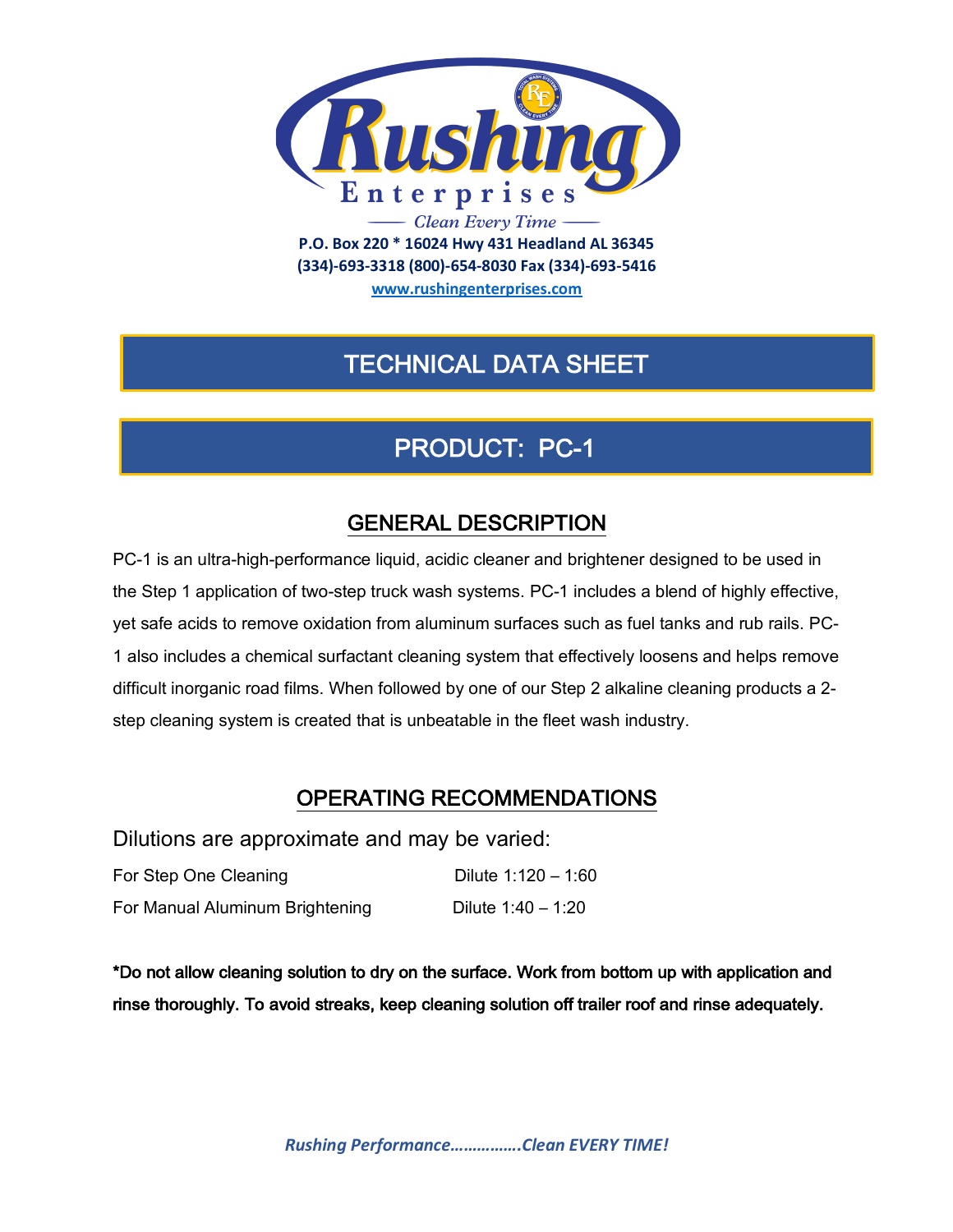# Rushing Enterprises

Clean Every Time

**P.O. Box 220 * 16024 Hwy 431 Headland AL 36345**
**(334)-693-3318 (800)-654-8030 Fax (334)-693-5416**
**www.rushingenterprises.com**

## TECHNICAL DATA SHEET

## PRODUCT: PC-1

### GENERAL DESCRIPTION

PC-1 is an ultra-high-performance liquid, acidic cleaner and brightener designed to be used in the Step 1 application of two-step truck wash systems. PC-1 includes a blend of highly effective, yet safe acids to remove oxidation from aluminum surfaces such as fuel tanks and rub rails. PC-1 also includes a chemical surfactant cleaning system that effectively loosens and helps remove difficult inorganic road films. When followed by one of our Step 2 alkaline cleaning products a 2-step cleaning system is created that is unbeatable in the fleet wash industry.

### OPERATING RECOMMENDATIONS

Dilutions are approximate and may be varied:

| | |
|---|---|
| For Step One Cleaning | Dilute 1:120 – 1:60 |
| For Manual Aluminum Brightening | Dilute 1:40 – 1:20 |

**\*Do not allow cleaning solution to dry on the surface. Work from bottom up with application and rinse thoroughly. To avoid streaks, keep cleaning solution off trailer roof and rinse adequately.**

***Rushing Performance…………….Clean EVERY TIME!***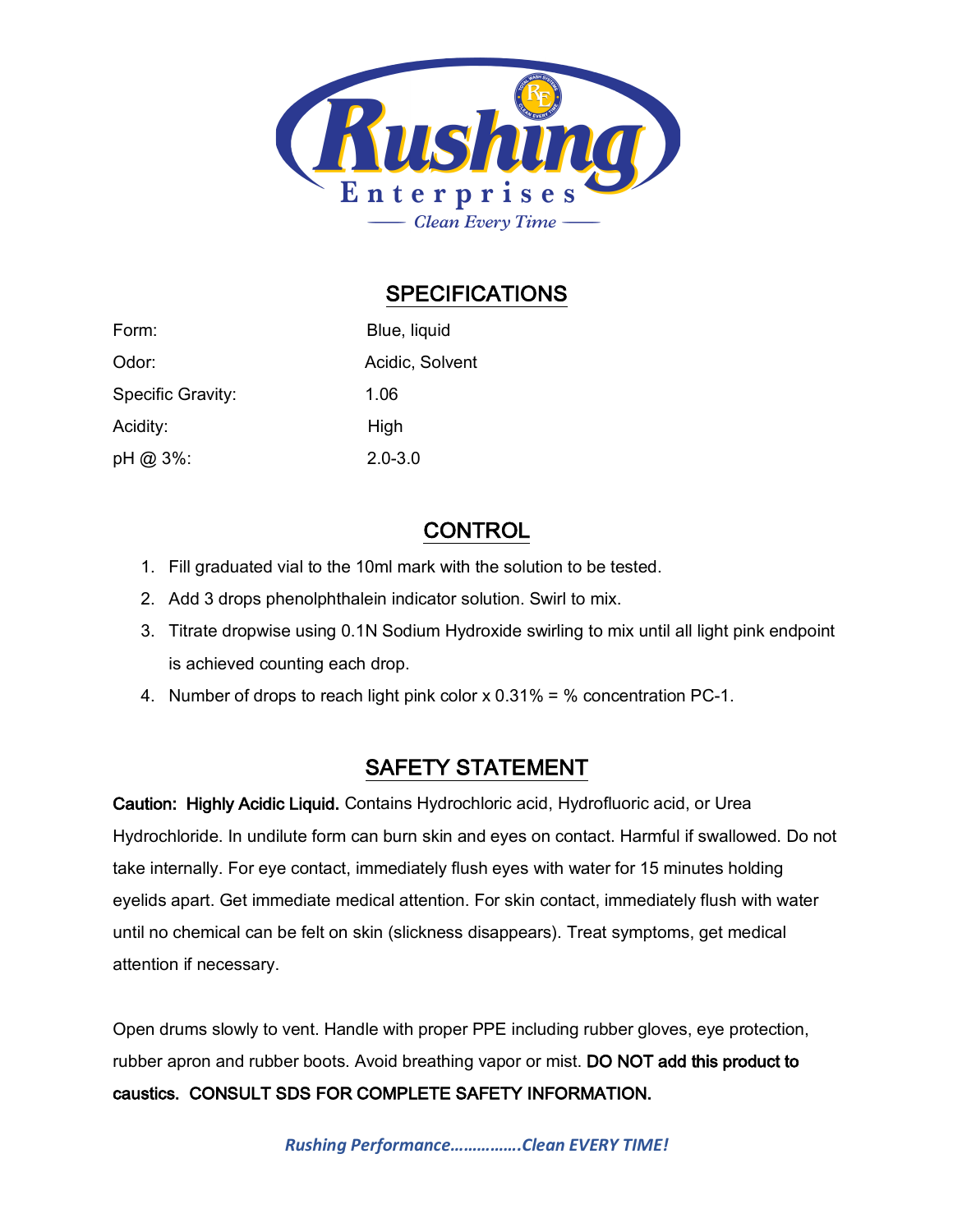# Rushing Enterprises

Clean Every Time

## SPECIFICATIONS

| | |
|---|---|
| Form: | Blue, liquid |
| Odor: | Acidic, Solvent |
| Specific Gravity: | 1.06 |
| Acidity: | High |
| pH @ 3%: | 2.0-3.0 |

## CONTROL

1. Fill graduated vial to the 10ml mark with the solution to be tested.
2. Add 3 drops phenolphthalein indicator solution. Swirl to mix.
3. Titrate dropwise using 0.1N Sodium Hydroxide swirling to mix until all light pink endpoint is achieved counting each drop.
4. Number of drops to reach light pink color x 0.31% = % concentration PC-1.

## SAFETY STATEMENT

**Caution: Highly Acidic Liquid.** Contains Hydrochloric acid, Hydrofluoric acid, or Urea Hydrochloride. In undilute form can burn skin and eyes on contact. Harmful if swallowed. Do not take internally. For eye contact, immediately flush eyes with water for 15 minutes holding eyelids apart. Get immediate medical attention. For skin contact, immediately flush with water until no chemical can be felt on skin (slickness disappears). Treat symptoms, get medical attention if necessary.

Open drums slowly to vent. Handle with proper PPE including rubber gloves, eye protection, rubber apron and rubber boots. Avoid breathing vapor or mist. **DO NOT add this product to caustics. CONSULT SDS FOR COMPLETE SAFETY INFORMATION.**

***Rushing Performance…………….Clean EVERY TIME!***